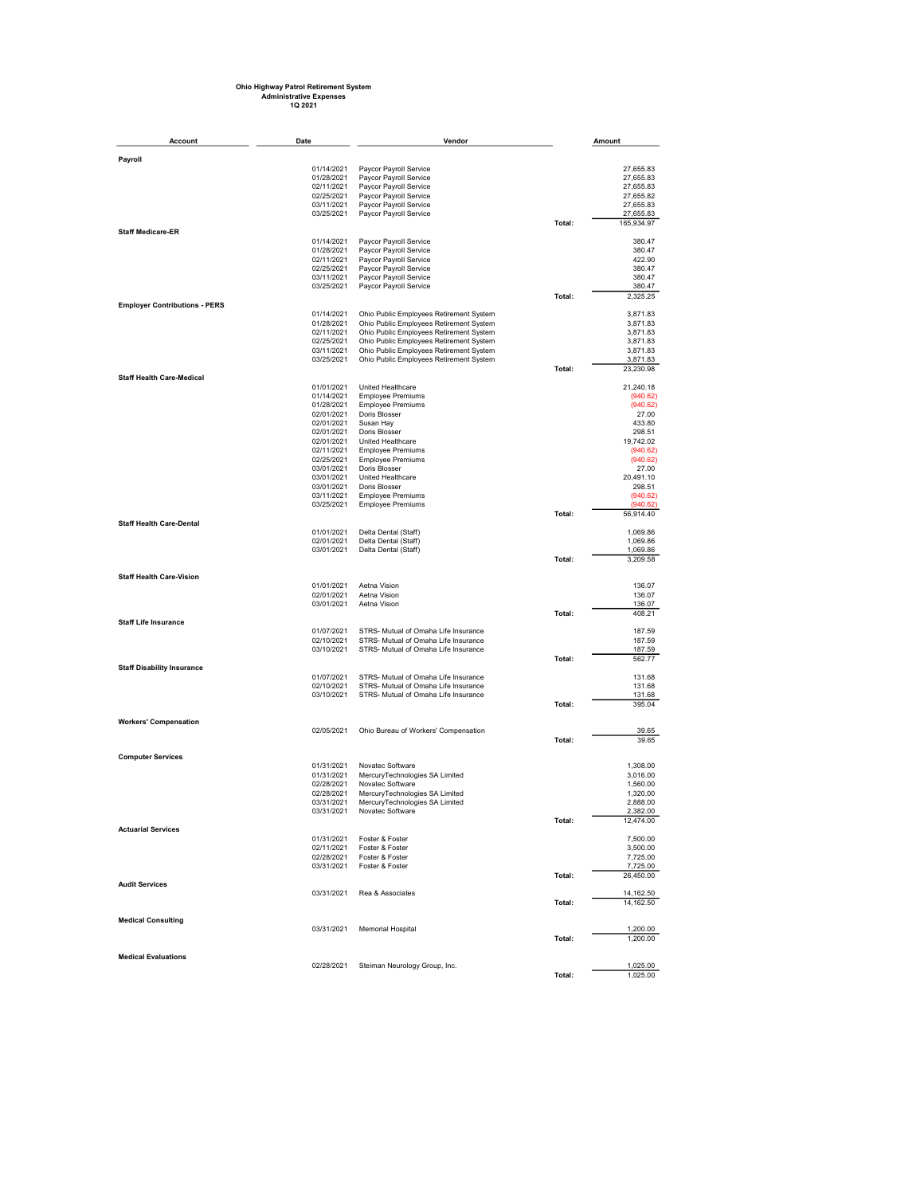**Ohio Highway Patrol Retirement System**
**Administrative Expenses**
**1Q 2021**

| Account | Date | Vendor | | Amount |
|---|---|---|---|---|
| **Payroll** | | | | |
| | 01/14/2021 | Paycor Payroll Service | | 27,655.83 |
| | 01/28/2021 | Paycor Payroll Service | | 27,655.83 |
| | 02/11/2021 | Paycor Payroll Service | | 27,655.83 |
| | 02/25/2021 | Paycor Payroll Service | | 27,655.82 |
| | 03/11/2021 | Paycor Payroll Service | | 27,655.83 |
| | 03/25/2021 | Paycor Payroll Service | | 27,655.83 |
| | | | Total: | 165,934.97 |
| **Staff Medicare-ER** | | | | |
| | 01/14/2021 | Paycor Payroll Service | | 380.47 |
| | 01/28/2021 | Paycor Payroll Service | | 380.47 |
| | 02/11/2021 | Paycor Payroll Service | | 422.90 |
| | 02/25/2021 | Paycor Payroll Service | | 380.47 |
| | 03/11/2021 | Paycor Payroll Service | | 380.47 |
| | 03/25/2021 | Paycor Payroll Service | | 380.47 |
| | | | Total: | 2,325.25 |
| **Employer Contributions - PERS** | | | | |
| | 01/14/2021 | Ohio Public Employees Retirement System | | 3,871.83 |
| | 01/28/2021 | Ohio Public Employees Retirement System | | 3,871.83 |
| | 02/11/2021 | Ohio Public Employees Retirement System | | 3,871.83 |
| | 02/25/2021 | Ohio Public Employees Retirement System | | 3,871.83 |
| | 03/11/2021 | Ohio Public Employees Retirement System | | 3,871.83 |
| | 03/25/2021 | Ohio Public Employees Retirement System | | 3,871.83 |
| | | | Total: | 23,230.98 |
| **Staff Health Care-Medical** | | | | |
| | 01/01/2021 | United Healthcare | | 21,240.18 |
| | 01/14/2021 | Employee Premiums | | (940.62) |
| | 01/28/2021 | Employee Premiums | | (940.62) |
| | 02/01/2021 | Doris Blosser | | 27.00 |
| | 02/01/2021 | Susan Hay | | 433.80 |
| | 02/01/2021 | Doris Blosser | | 298.51 |
| | 02/01/2021 | United Healthcare | | 19,742.02 |
| | 02/11/2021 | Employee Premiums | | (940.62) |
| | 02/25/2021 | Employee Premiums | | (940.62) |
| | 03/01/2021 | Doris Blosser | | 27.00 |
| | 03/01/2021 | United Healthcare | | 20,491.10 |
| | 03/01/2021 | Doris Blosser | | 298.51 |
| | 03/11/2021 | Employee Premiums | | (940.62) |
| | 03/25/2021 | Employee Premiums | | (940.62) |
| | | | Total: | 56,914.40 |
| **Staff Health Care-Dental** | | | | |
| | 01/01/2021 | Delta Dental (Staff) | | 1,069.86 |
| | 02/01/2021 | Delta Dental (Staff) | | 1,069.86 |
| | 03/01/2021 | Delta Dental (Staff) | | 1,069.86 |
| | | | Total: | 3,209.58 |
| **Staff Health Care-Vision** | | | | |
| | 01/01/2021 | Aetna Vision | | 136.07 |
| | 02/01/2021 | Aetna Vision | | 136.07 |
| | 03/01/2021 | Aetna Vision | | 136.07 |
| | | | Total: | 408.21 |
| **Staff Life Insurance** | | | | |
| | 01/07/2021 | STRS- Mutual of Omaha Life Insurance | | 187.59 |
| | 02/10/2021 | STRS- Mutual of Omaha Life Insurance | | 187.59 |
| | 03/10/2021 | STRS- Mutual of Omaha Life Insurance | | 187.59 |
| | | | Total: | 562.77 |
| **Staff Disability Insurance** | | | | |
| | 01/07/2021 | STRS- Mutual of Omaha Life Insurance | | 131.68 |
| | 02/10/2021 | STRS- Mutual of Omaha Life Insurance | | 131.68 |
| | 03/10/2021 | STRS- Mutual of Omaha Life Insurance | | 131.68 |
| | | | Total: | 395.04 |
| **Workers' Compensation** | | | | |
| | 02/05/2021 | Ohio Bureau of Workers' Compensation | | 39.65 |
| | | | Total: | 39.65 |
| **Computer Services** | | | | |
| | 01/31/2021 | Novatec Software | | 1,308.00 |
| | 01/31/2021 | MercuryTechnologies SA Limited | | 3,016.00 |
| | 02/28/2021 | Novatec Software | | 1,560.00 |
| | 02/28/2021 | MercuryTechnologies SA Limited | | 1,320.00 |
| | 03/31/2021 | MercuryTechnologies SA Limited | | 2,888.00 |
| | 03/31/2021 | Novatec Software | | 2,382.00 |
| | | | Total: | 12,474.00 |
| **Actuarial Services** | | | | |
| | 01/31/2021 | Foster & Foster | | 7,500.00 |
| | 02/11/2021 | Foster & Foster | | 3,500.00 |
| | 02/28/2021 | Foster & Foster | | 7,725.00 |
| | 03/31/2021 | Foster & Foster | | 7,725.00 |
| | | | Total: | 26,450.00 |
| **Audit Services** | | | | |
| | 03/31/2021 | Rea & Associates | | 14,162.50 |
| | | | Total: | 14,162.50 |
| **Medical Consulting** | | | | |
| | 03/31/2021 | Memorial Hospital | | 1,200.00 |
| | | | Total: | 1,200.00 |
| **Medical Evaluations** | | | | |
| | 02/28/2021 | Steiman Neurology Group, Inc. | | 1,025.00 |
| | | | Total: | 1,025.00 |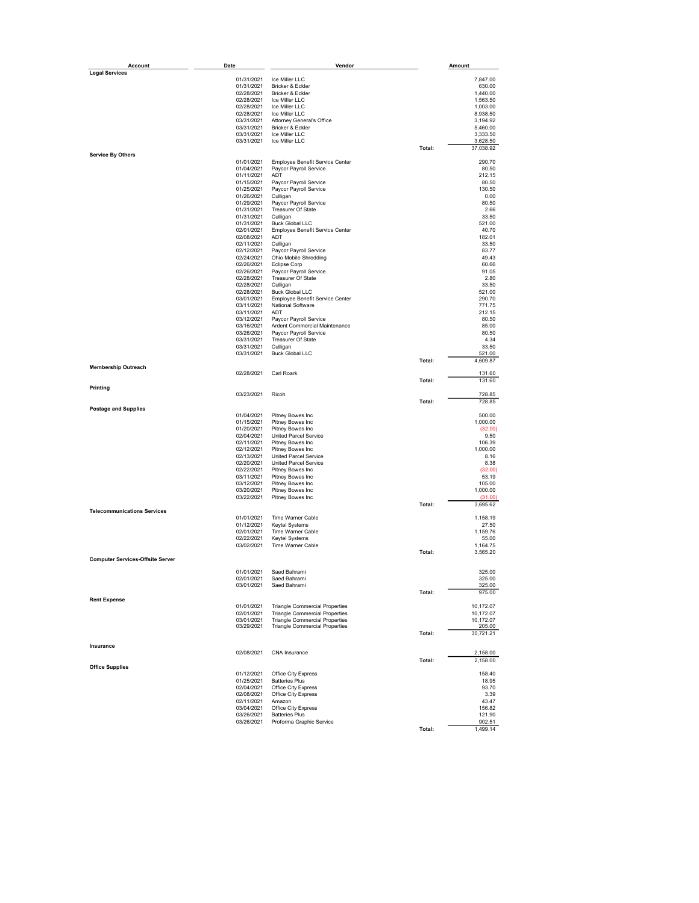| Account | Date | Vendor | | Amount |
|---|---|---|---|---|
| **Legal Services** | | | | |
| | 01/31/2021 | Ice Miller LLC | | 7,847.00 |
| | 01/31/2021 | Bricker & Eckler | | 630.00 |
| | 02/28/2021 | Bricker & Eckler | | 1,440.00 |
| | 02/28/2021 | Ice Miller LLC | | 1,563.50 |
| | 02/28/2021 | Ice Miller LLC | | 1,003.00 |
| | 02/28/2021 | Ice Miller LLC | | 8,938.50 |
| | 03/31/2021 | Attorney General's Office | | 3,194.92 |
| | 03/31/2021 | Bricker & Eckler | | 5,460.00 |
| | 03/31/2021 | Ice Miller LLC | | 3,333.50 |
| | 03/31/2021 | Ice Miller LLC | | 3,628.50 |
| | | | Total: | 37,038.92 |
| **Service By Others** | | | | |
| | 01/01/2021 | Employee Benefit Service Center | | 290.70 |
| | 01/04/2021 | Paycor Payroll Service | | 80.50 |
| | 01/11/2021 | ADT | | 212.15 |
| | 01/15/2021 | Paycor Payroll Service | | 80.50 |
| | 01/25/2021 | Paycor Payroll Service | | 130.50 |
| | 01/26/2021 | Culligan | | 0.00 |
| | 01/29/2021 | Paycor Payroll Service | | 80.50 |
| | 01/31/2021 | Treasurer Of State | | 2.66 |
| | 01/31/2021 | Culligan | | 33.50 |
| | 01/31/2021 | Buck Global LLC | | 521.00 |
| | 02/01/2021 | Employee Benefit Service Center | | 40.70 |
| | 02/08/2021 | ADT | | 182.01 |
| | 02/11/2021 | Culligan | | 33.50 |
| | 02/12/2021 | Paycor Payroll Service | | 83.77 |
| | 02/24/2021 | Ohio Mobile Shredding | | 49.43 |
| | 02/26/2021 | Eclipse Corp | | 60.66 |
| | 02/26/2021 | Paycor Payroll Service | | 91.05 |
| | 02/28/2021 | Treasurer Of State | | 2.80 |
| | 02/28/2021 | Culligan | | 33.50 |
| | 02/28/2021 | Buck Global LLC | | 521.00 |
| | 03/01/2021 | Employee Benefit Service Center | | 290.70 |
| | 03/11/2021 | National Software | | 771.75 |
| | 03/11/2021 | ADT | | 212.15 |
| | 03/12/2021 | Paycor Payroll Service | | 80.50 |
| | 03/16/2021 | Ardent Commercial Maintenance | | 85.00 |
| | 03/26/2021 | Paycor Payroll Service | | 80.50 |
| | 03/31/2021 | Treasurer Of State | | 4.34 |
| | 03/31/2021 | Culligan | | 33.50 |
| | 03/31/2021 | Buck Global LLC | | 521.00 |
| | | | Total: | 4,609.87 |
| **Membership Outreach** | | | | |
| | 02/28/2021 | Carl Roark | | 131.60 |
| | | | Total: | 131.60 |
| **Printing** | | | | |
| | 03/23/2021 | Ricoh | | 728.85 |
| | | | Total: | 728.85 |
| **Postage and Supplies** | | | | |
| | 01/04/2021 | Pitney Bowes Inc | | 500.00 |
| | 01/15/2021 | Pitney Bowes Inc | | 1,000.00 |
| | 01/20/2021 | Pitney Bowes Inc | | (32.00) |
| | 02/04/2021 | United Parcel Service | | 9.50 |
| | 02/11/2021 | Pitney Bowes Inc | | 106.39 |
| | 02/12/2021 | Pitney Bowes Inc | | 1,000.00 |
| | 02/13/2021 | United Parcel Service | | 8.16 |
| | 02/20/2021 | United Parcel Service | | 8.38 |
| | 02/22/2021 | Pitney Bowes Inc | | (32.00) |
| | 03/11/2021 | Pitney Bowes Inc | | 53.19 |
| | 03/12/2021 | Pitney Bowes Inc | | 105.00 |
| | 03/20/2021 | Pitney Bowes Inc | | 1,000.00 |
| | 03/22/2021 | Pitney Bowes Inc | | (31.00) |
| | | | Total: | 3,695.62 |
| **Telecommunications Services** | | | | |
| | 01/01/2021 | Time Warner Cable | | 1,158.19 |
| | 01/12/2021 | Keytel Systems | | 27.50 |
| | 02/01/2021 | Time Warner Cable | | 1,159.76 |
| | 02/22/2021 | Keytel Systems | | 55.00 |
| | 03/02/2021 | Time Warner Cable | | 1,164.75 |
| | | | Total: | 3,565.20 |
| **Computer Services-Offsite Server** | | | | |
| | 01/01/2021 | Saed Bahrami | | 325.00 |
| | 02/01/2021 | Saed Bahrami | | 325.00 |
| | 03/01/2021 | Saed Bahrami | | 325.00 |
| | | | Total: | 975.00 |
| **Rent Expense** | | | | |
| | 01/01/2021 | Triangle Commercial Properties | | 10,172.07 |
| | 02/01/2021 | Triangle Commercial Properties | | 10,172.07 |
| | 03/01/2021 | Triangle Commercial Properties | | 10,172.07 |
| | 03/29/2021 | Triangle Commercial Properties | | 205.00 |
| | | | Total: | 30,721.21 |
| **Insurance** | | | | |
| | 02/08/2021 | CNA Insurance | | 2,158.00 |
| | | | Total: | 2,158.00 |
| **Office Supplies** | | | | |
| | 01/12/2021 | Office City Express | | 158.40 |
| | 01/25/2021 | Batteries Plus | | 18.95 |
| | 02/04/2021 | Office City Express | | 93.70 |
| | 02/08/2021 | Office City Express | | 3.39 |
| | 02/11/2021 | Amazon | | 43.47 |
| | 03/04/2021 | Office City Express | | 156.82 |
| | 03/26/2021 | Batteries Plus | | 121.90 |
| | 03/26/2021 | Proforma Graphic Service | | 902.51 |
| | | | Total: | 1,499.14 |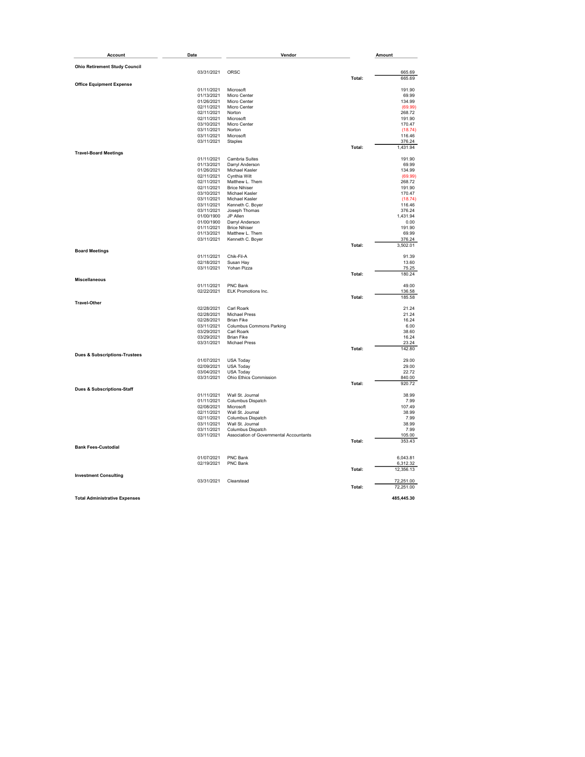| Account | Date | Vendor | | Amount |
|---|---|---|---|---|
| **Ohio Retirement Study Council** | | | | |
| | 03/31/2021 | ORSC | | 665.69 |
| | | | **Total:** | 665.69 |
| **Office Equipment Expense** | | | | |
| | 01/11/2021 | Microsoft | | 191.90 |
| | 01/13/2021 | Micro Center | | 69.99 |
| | 01/26/2021 | Micro Center | | 134.99 |
| | 02/11/2021 | Micro Center | | (69.99) |
| | 02/11/2021 | Norton | | 268.72 |
| | 02/11/2021 | Microsoft | | 191.90 |
| | 03/10/2021 | Micro Center | | 170.47 |
| | 03/11/2021 | Norton | | (18.74) |
| | 03/11/2021 | Microsoft | | 116.46 |
| | 03/11/2021 | Staples | | 376.24 |
| | | | **Total:** | 1,431.94 |
| **Travel-Board Meetings** | | | | |
| | 01/11/2021 | Cambria Suites | | 191.90 |
| | 01/13/2021 | Darryl Anderson | | 69.99 |
| | 01/26/2021 | Michael Kasler | | 134.99 |
| | 02/11/2021 | Cynthia Wilt | | (69.99) |
| | 02/11/2021 | Matthew L. Them | | 268.72 |
| | 02/11/2021 | Brice Nihiser | | 191.90 |
| | 03/10/2021 | Michael Kasler | | 170.47 |
| | 03/11/2021 | Michael Kasler | | (18.74) |
| | 03/11/2021 | Kenneth C. Boyer | | 116.46 |
| | 03/11/2021 | Joseph Thomas | | 376.24 |
| | 01/00/1900 | JP Allen | | 1,431.94 |
| | 01/00/1900 | Darryl Anderson | | 0.00 |
| | 01/11/2021 | Brice Nihiser | | 191.90 |
| | 01/13/2021 | Matthew L. Them | | 69.99 |
| | 03/11/2021 | Kenneth C. Boyer | | 376.24 |
| | | | **Total:** | 3,502.01 |
| **Board Meetings** | | | | |
| | 01/11/2021 | Chik-Fil-A | | 91.39 |
| | 02/18/2021 | Susan Hay | | 13.60 |
| | 03/11/2021 | Yohan Pizza | | 75.25 |
| | | | **Total:** | 180.24 |
| **Miscellaneous** | | | | |
| | 01/11/2021 | PNC Bank | | 49.00 |
| | 02/22/2021 | ELK Promotions Inc. | | 136.58 |
| | | | **Total:** | 185.58 |
| **Travel-Other** | | | | |
| | 02/28/2021 | Carl Roark | | 21.24 |
| | 02/28/2021 | Michael Press | | 21.24 |
| | 02/28/2021 | Brian Fike | | 16.24 |
| | 03/11/2021 | Columbus Commons Parking | | 6.00 |
| | 03/29/2021 | Carl Roark | | 38.60 |
| | 03/29/2021 | Brian Fike | | 16.24 |
| | 03/31/2021 | Michael Press | | 23.24 |
| | | | **Total:** | 142.80 |
| **Dues & Subscriptions-Trustees** | | | | |
| | 01/07/2021 | USA Today | | 29.00 |
| | 02/09/2021 | USA Today | | 29.00 |
| | 03/04/2021 | USA Today | | 22.72 |
| | 03/31/2021 | Ohio Ethics Commission | | 840.00 |
| | | | **Total:** | 920.72 |
| **Dues & Subscriptions-Staff** | | | | |
| | 01/11/2021 | Wall St. Journal | | 38.99 |
| | 01/11/2021 | Columbus Dispatch | | 7.99 |
| | 02/08/2021 | Microsoft | | 107.49 |
| | 02/11/2021 | Wall St. Journal | | 38.99 |
| | 02/11/2021 | Columbus Dispatch | | 7.99 |
| | 03/11/2021 | Wall St. Journal | | 38.99 |
| | 03/11/2021 | Columbus Dispatch | | 7.99 |
| | 03/11/2021 | Association of Governmental Accountants | | 105.00 |
| | | | **Total:** | 353.43 |
| **Bank Fees-Custodial** | | | | |
| | 01/07/2021 | PNC Bank | | 6,043.81 |
| | 02/19/2021 | PNC Bank | | 6,312.32 |
| | | | **Total:** | 12,356.13 |
| **Investment Consulting** | | | | |
| | 03/31/2021 | Clearstead | | 72,251.00 |
| | | | **Total:** | 72,251.00 |
| **Total Administrative Expenses** | | | | **485,445.30** |